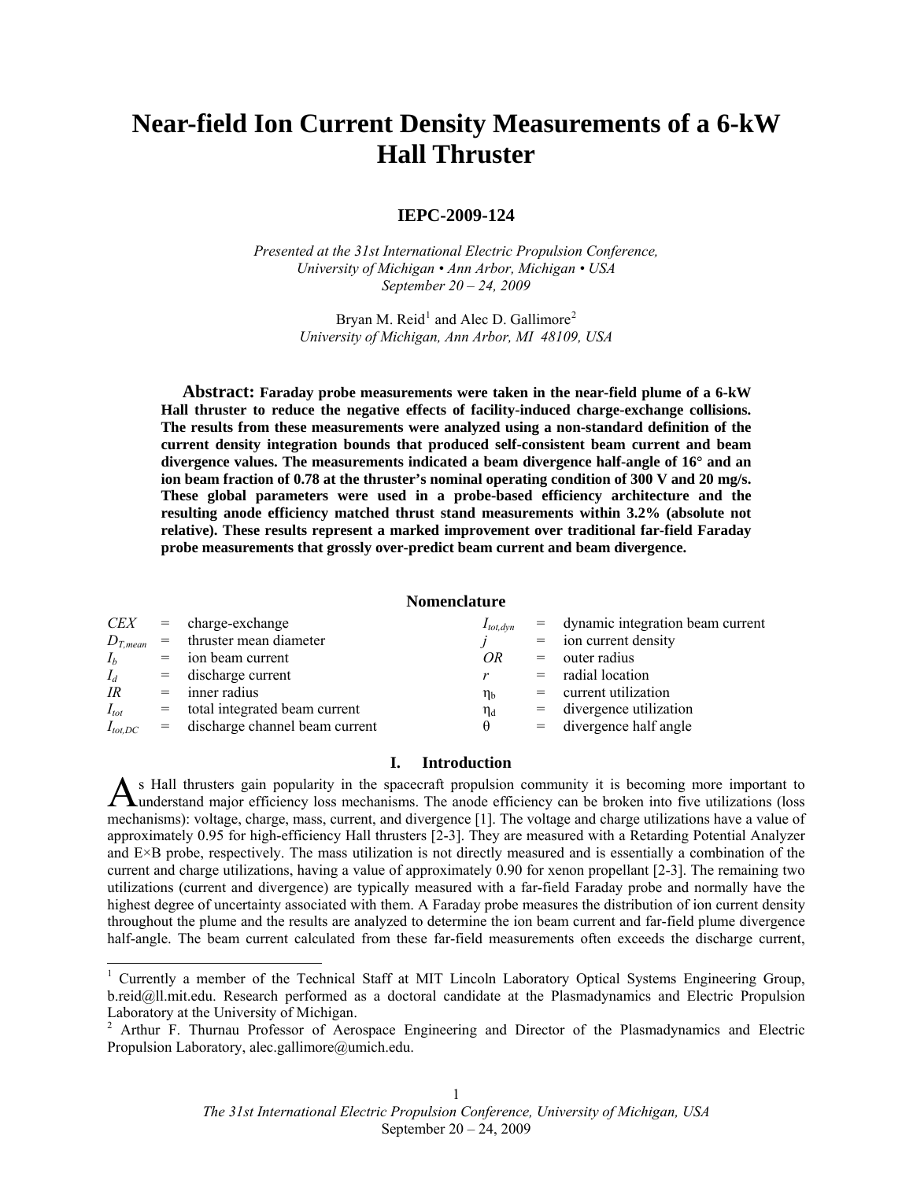# Near-field Ion Current Density Measurements of a 6-kW Hall Thruster

**IEPC-2009-124**

*Presented at the 31st International Electric Propulsion Conference, University of Michigan • Ann Arbor, Michigan • USA September 20 – 24, 2009*

Bryan M. Reid[1] and Alec D. Gallimore[2]
*University of Michigan, Ann Arbor, MI 48109, USA*

**Abstract: Faraday probe measurements were taken in the near-field plume of a 6-kW Hall thruster to reduce the negative effects of facility-induced charge-exchange collisions. The results from these measurements were analyzed using a non-standard definition of the current density integration bounds that produced self-consistent beam current and beam divergence values. The measurements indicated a beam divergence half-angle of 16° and an ion beam fraction of 0.78 at the thruster's nominal operating condition of 300 V and 20 mg/s. These global parameters were used in a probe-based efficiency architecture and the resulting anode efficiency matched thrust stand measurements within 3.2% (absolute not relative). These results represent a marked improvement over traditional far-field Faraday probe measurements that grossly over-predict beam current and beam divergence.**

## Nomenclature

| | | |
|---|---|---|
| $CEX$ | = | charge-exchange |
| $D_{T,mean}$ | = | thruster mean diameter |
| $I_b$ | = | ion beam current |
| $I_d$ | = | discharge current |
| $IR$ | = | inner radius |
| $I_{tot}$ | = | total integrated beam current |
| $I_{tot,DC}$ | = | discharge channel beam current |
| $I_{tot,dyn}$ | = | dynamic integration beam current |
| $j$ | = | ion current density |
| $OR$ | = | outer radius |
| $r$ | = | radial location |
| $\eta_b$ | = | current utilization |
| $\eta_d$ | = | divergence utilization |
| $\theta$ | = | divergence half angle |

## I. Introduction

As Hall thrusters gain popularity in the spacecraft propulsion community it is becoming more important to understand major efficiency loss mechanisms. The anode efficiency can be broken into five utilizations (loss mechanisms): voltage, charge, mass, current, and divergence [1]. The voltage and charge utilizations have a value of approximately 0.95 for high-efficiency Hall thrusters [2-3]. They are measured with a Retarding Potential Analyzer and E×B probe, respectively. The mass utilization is not directly measured and is essentially a combination of the current and charge utilizations, having a value of approximately 0.90 for xenon propellant [2-3]. The remaining two utilizations (current and divergence) are typically measured with a far-field Faraday probe and normally have the highest degree of uncertainty associated with them. A Faraday probe measures the distribution of ion current density throughout the plume and the results are analyzed to determine the ion beam current and far-field plume divergence half-angle. The beam current calculated from these far-field measurements often exceeds the discharge current,

---

[1] Currently a member of the Technical Staff at MIT Lincoln Laboratory Optical Systems Engineering Group, b.reid@ll.mit.edu. Research performed as a doctoral candidate at the Plasmadynamics and Electric Propulsion Laboratory at the University of Michigan.

[2] Arthur F. Thurnau Professor of Aerospace Engineering and Director of the Plasmadynamics and Electric Propulsion Laboratory, alec.gallimore@umich.edu.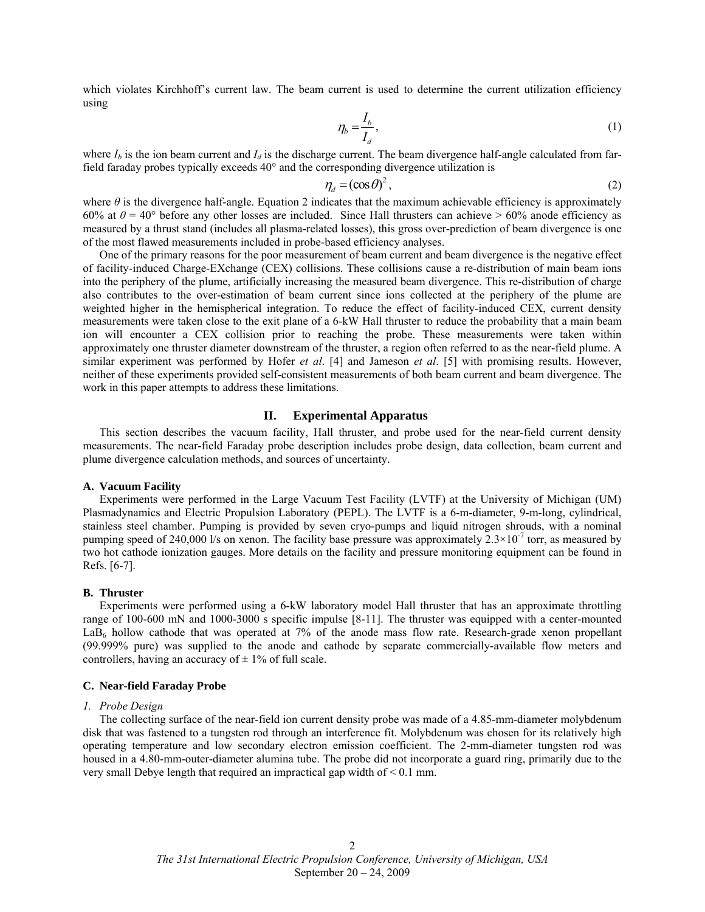which violates Kirchhoff's current law. The beam current is used to determine the current utilization efficiency using

$$\eta_b = \frac{I_b}{I_d}, \tag{1}$$

where $I_b$ is the ion beam current and $I_d$ is the discharge current. The beam divergence half-angle calculated from far-field faraday probes typically exceeds 40° and the corresponding divergence utilization is

$$\eta_d = (\cos\theta)^2, \tag{2}$$

where $\theta$ is the divergence half-angle. Equation 2 indicates that the maximum achievable efficiency is approximately 60% at $\theta = 40°$ before any other losses are included. Since Hall thrusters can achieve > 60% anode efficiency as measured by a thrust stand (includes all plasma-related losses), this gross over-prediction of beam divergence is one of the most flawed measurements included in probe-based efficiency analyses.

One of the primary reasons for the poor measurement of beam current and beam divergence is the negative effect of facility-induced Charge-EXchange (CEX) collisions. These collisions cause a re-distribution of main beam ions into the periphery of the plume, artificially increasing the measured beam divergence. This re-distribution of charge also contributes to the over-estimation of beam current since ions collected at the periphery of the plume are weighted higher in the hemispherical integration. To reduce the effect of facility-induced CEX, current density measurements were taken close to the exit plane of a 6-kW Hall thruster to reduce the probability that a main beam ion will encounter a CEX collision prior to reaching the probe. These measurements were taken within approximately one thruster diameter downstream of the thruster, a region often referred to as the near-field plume. A similar experiment was performed by Hofer *et al*. [4] and Jameson *et al*. [5] with promising results. However, neither of these experiments provided self-consistent measurements of both beam current and beam divergence. The work in this paper attempts to address these limitations.

## II. Experimental Apparatus

This section describes the vacuum facility, Hall thruster, and probe used for the near-field current density measurements. The near-field Faraday probe description includes probe design, data collection, beam current and plume divergence calculation methods, and sources of uncertainty.

### A. Vacuum Facility

Experiments were performed in the Large Vacuum Test Facility (LVTF) at the University of Michigan (UM) Plasmadynamics and Electric Propulsion Laboratory (PEPL). The LVTF is a 6-m-diameter, 9-m-long, cylindrical, stainless steel chamber. Pumping is provided by seven cryo-pumps and liquid nitrogen shrouds, with a nominal pumping speed of 240,000 l/s on xenon. The facility base pressure was approximately $2.3\times10^{-7}$ torr, as measured by two hot cathode ionization gauges. More details on the facility and pressure monitoring equipment can be found in Refs. [6-7].

### B. Thruster

Experiments were performed using a 6-kW laboratory model Hall thruster that has an approximate throttling range of 100-600 mN and 1000-3000 s specific impulse [8-11]. The thruster was equipped with a center-mounted $LaB_6$ hollow cathode that was operated at 7% of the anode mass flow rate. Research-grade xenon propellant (99.999% pure) was supplied to the anode and cathode by separate commercially-available flow meters and controllers, having an accuracy of ± 1% of full scale.

### C. Near-field Faraday Probe

#### *1. Probe Design*

The collecting surface of the near-field ion current density probe was made of a 4.85-mm-diameter molybdenum disk that was fastened to a tungsten rod through an interference fit. Molybdenum was chosen for its relatively high operating temperature and low secondary electron emission coefficient. The 2-mm-diameter tungsten rod was housed in a 4.80-mm-outer-diameter alumina tube. The probe did not incorporate a guard ring, primarily due to the very small Debye length that required an impractical gap width of < 0.1 mm.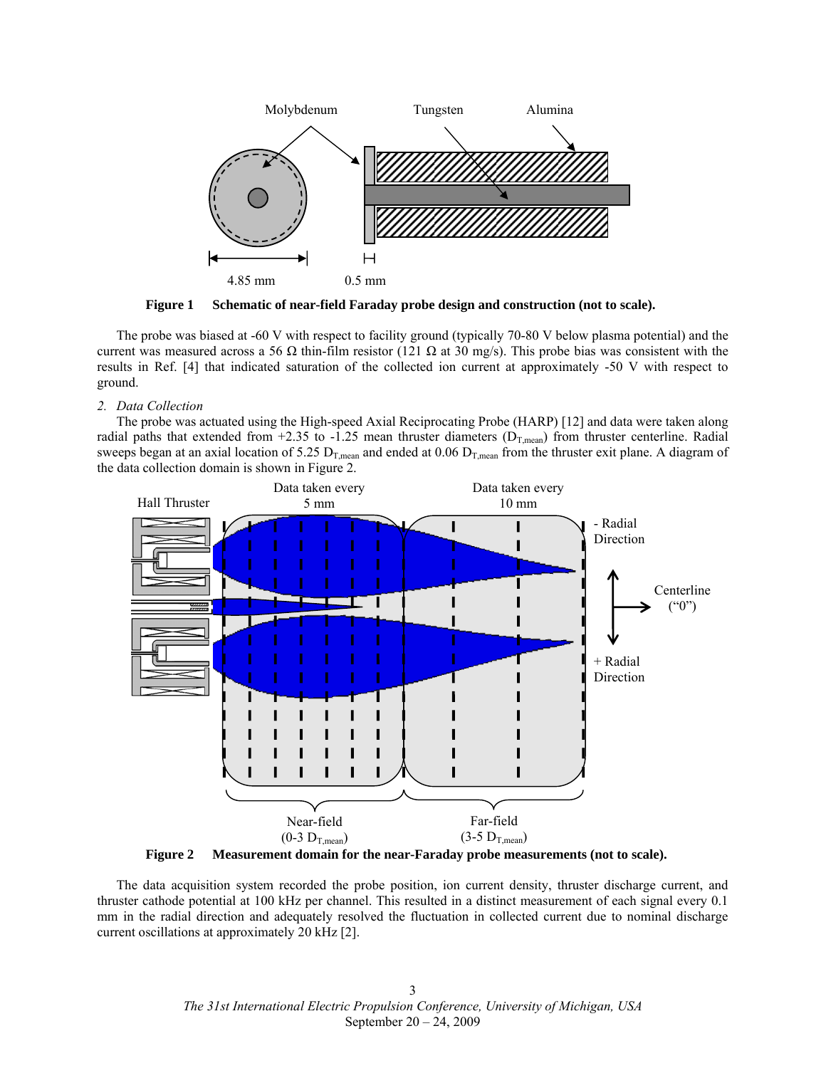**Figure 1 Schematic of near-field Faraday probe design and construction (not to scale).**

The probe was biased at -60 V with respect to facility ground (typically 70-80 V below plasma potential) and the current was measured across a 56 Ω thin-film resistor (121 Ω at 30 mg/s). This probe bias was consistent with the results in Ref. [4] that indicated saturation of the collected ion current at approximately -50 V with respect to ground.

*2. Data Collection*

The probe was actuated using the High-speed Axial Reciprocating Probe (HARP) [12] and data were taken along radial paths that extended from +2.35 to -1.25 mean thruster diameters ($D_{T,mean}$) from thruster centerline. Radial sweeps began at an axial location of 5.25 $D_{T,mean}$ and ended at 0.06 $D_{T,mean}$ from the thruster exit plane. A diagram of the data collection domain is shown in Figure 2.

**Figure 2 Measurement domain for the near-Faraday probe measurements (not to scale).**

The data acquisition system recorded the probe position, ion current density, thruster discharge current, and thruster cathode potential at 100 kHz per channel. This resulted in a distinct measurement of each signal every 0.1 mm in the radial direction and adequately resolved the fluctuation in collected current due to nominal discharge current oscillations at approximately 20 kHz [2].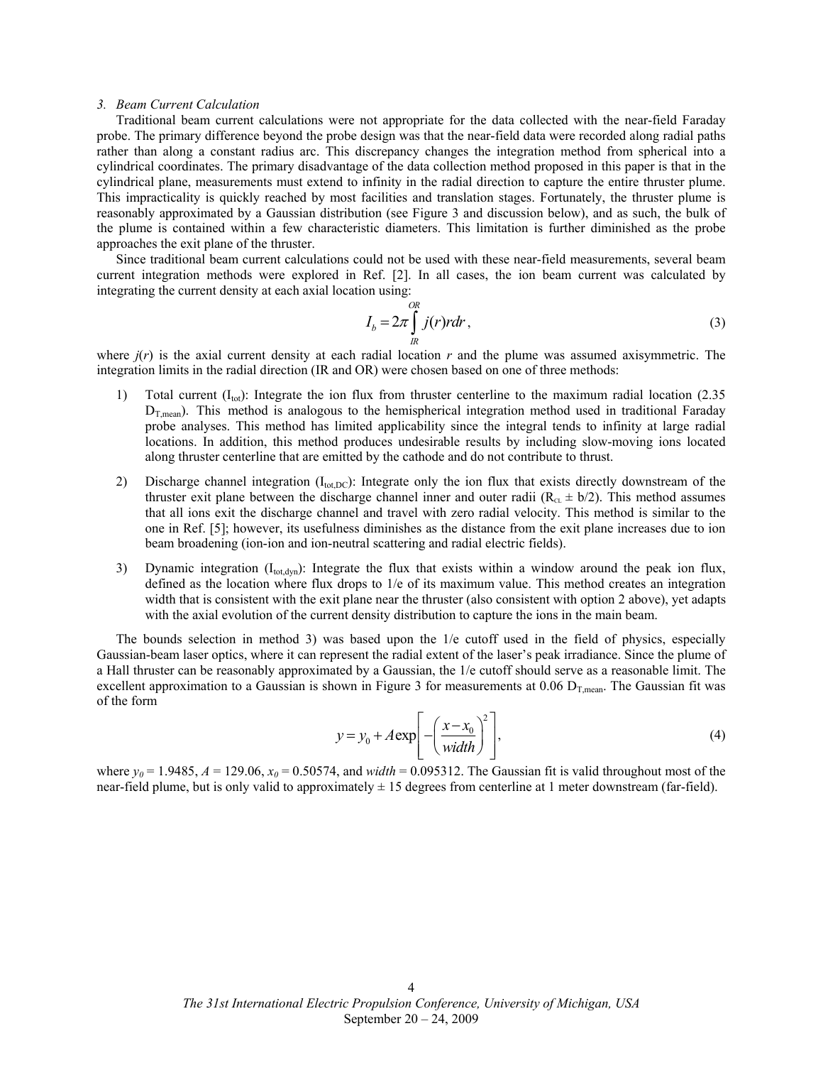*3. Beam Current Calculation*

Traditional beam current calculations were not appropriate for the data collected with the near-field Faraday probe. The primary difference beyond the probe design was that the near-field data were recorded along radial paths rather than along a constant radius arc. This discrepancy changes the integration method from spherical into a cylindrical coordinates. The primary disadvantage of the data collection method proposed in this paper is that in the cylindrical plane, measurements must extend to infinity in the radial direction to capture the entire thruster plume. This impracticality is quickly reached by most facilities and translation stages. Fortunately, the thruster plume is reasonably approximated by a Gaussian distribution (see Figure 3 and discussion below), and as such, the bulk of the plume is contained within a few characteristic diameters. This limitation is further diminished as the probe approaches the exit plane of the thruster.

Since traditional beam current calculations could not be used with these near-field measurements, several beam current integration methods were explored in Ref. [2]. In all cases, the ion beam current was calculated by integrating the current density at each axial location using:

$$I_b = 2\pi \int_{IR}^{OR} j(r) r dr, \tag{3}$$

where $j(r)$ is the axial current density at each radial location $r$ and the plume was assumed axisymmetric. The integration limits in the radial direction (IR and OR) were chosen based on one of three methods:

1) Total current ($I_{tot}$): Integrate the ion flux from thruster centerline to the maximum radial location (2.35 $D_{T,mean}$). This method is analogous to the hemispherical integration method used in traditional Faraday probe analyses. This method has limited applicability since the integral tends to infinity at large radial locations. In addition, this method produces undesirable results by including slow-moving ions located along thruster centerline that are emitted by the cathode and do not contribute to thrust.

2) Discharge channel integration ($I_{tot,DC}$): Integrate only the ion flux that exists directly downstream of the thruster exit plane between the discharge channel inner and outer radii ($R_{CL} \pm b/2$). This method assumes that all ions exit the discharge channel and travel with zero radial velocity. This method is similar to the one in Ref. [5]; however, its usefulness diminishes as the distance from the exit plane increases due to ion beam broadening (ion-ion and ion-neutral scattering and radial electric fields).

3) Dynamic integration ($I_{tot,dyn}$): Integrate the flux that exists within a window around the peak ion flux, defined as the location where flux drops to 1/e of its maximum value. This method creates an integration width that is consistent with the exit plane near the thruster (also consistent with option 2 above), yet adapts with the axial evolution of the current density distribution to capture the ions in the main beam.

The bounds selection in method 3) was based upon the 1/e cutoff used in the field of physics, especially Gaussian-beam laser optics, where it can represent the radial extent of the laser's peak irradiance. Since the plume of a Hall thruster can be reasonably approximated by a Gaussian, the 1/e cutoff should serve as a reasonable limit. The excellent approximation to a Gaussian is shown in Figure 3 for measurements at 0.06 $D_{T,mean}$. The Gaussian fit was of the form

$$y = y_0 + A \exp\left[ -\left( \frac{x - x_0}{width} \right)^2 \right], \tag{4}$$

where $y_0 = 1.9485$, $A = 129.06$, $x_0 = 0.50574$, and $width = 0.095312$. The Gaussian fit is valid throughout most of the near-field plume, but is only valid to approximately ± 15 degrees from centerline at 1 meter downstream (far-field).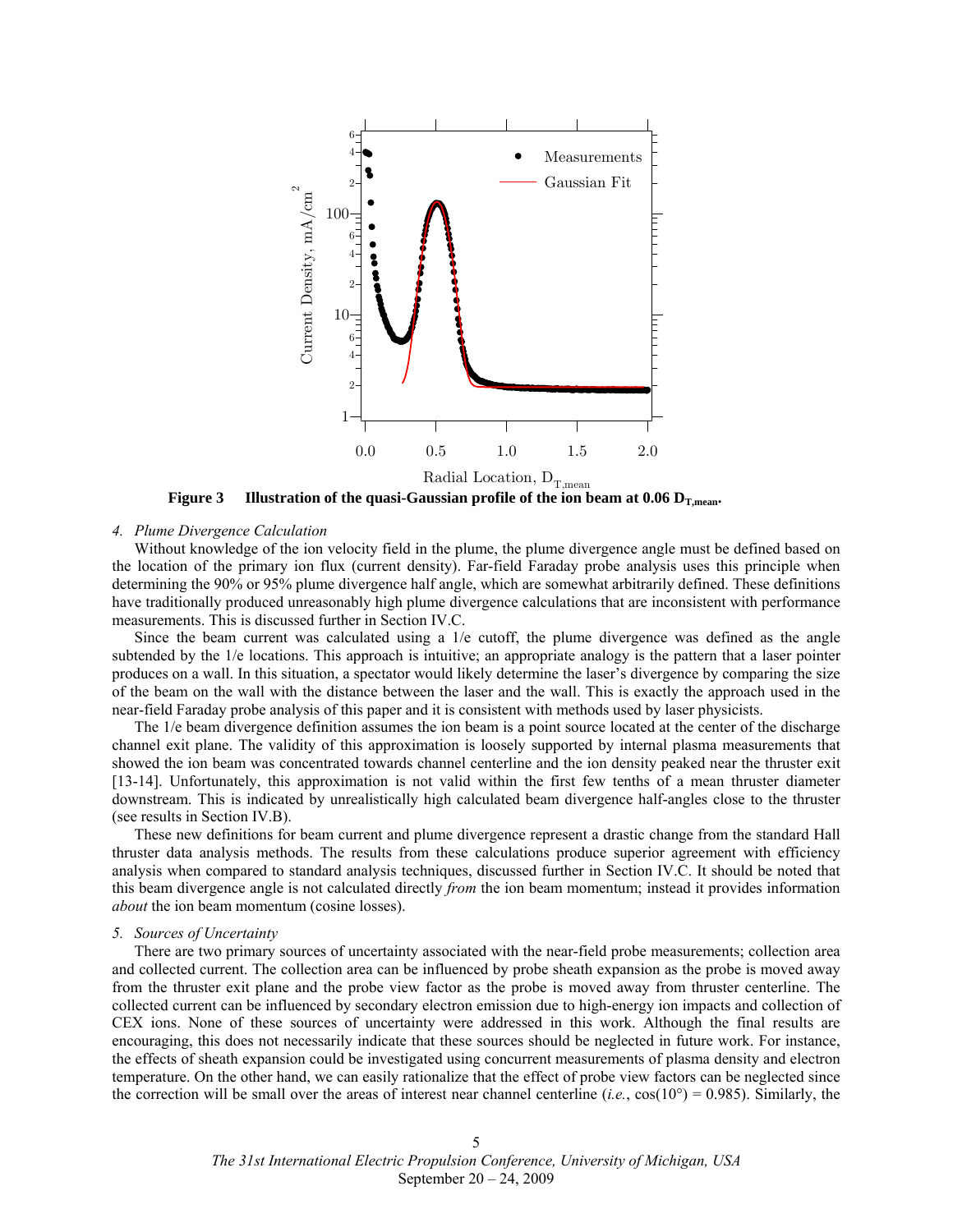**Figure 3 Illustration of the quasi-Gaussian profile of the ion beam at 0.06 $D_{T,mean}$.**

*4. Plume Divergence Calculation*

Without knowledge of the ion velocity field in the plume, the plume divergence angle must be defined based on the location of the primary ion flux (current density). Far-field Faraday probe analysis uses this principle when determining the 90% or 95% plume divergence half angle, which are somewhat arbitrarily defined. These definitions have traditionally produced unreasonably high plume divergence calculations that are inconsistent with performance measurements. This is discussed further in Section IV.C.

Since the beam current was calculated using a 1/e cutoff, the plume divergence was defined as the angle subtended by the 1/e locations. This approach is intuitive; an appropriate analogy is the pattern that a laser pointer produces on a wall. In this situation, a spectator would likely determine the laser's divergence by comparing the size of the beam on the wall with the distance between the laser and the wall. This is exactly the approach used in the near-field Faraday probe analysis of this paper and it is consistent with methods used by laser physicists.

The 1/e beam divergence definition assumes the ion beam is a point source located at the center of the discharge channel exit plane. The validity of this approximation is loosely supported by internal plasma measurements that showed the ion beam was concentrated towards channel centerline and the ion density peaked near the thruster exit [13-14]. Unfortunately, this approximation is not valid within the first few tenths of a mean thruster diameter downstream. This is indicated by unrealistically high calculated beam divergence half-angles close to the thruster (see results in Section IV.B).

These new definitions for beam current and plume divergence represent a drastic change from the standard Hall thruster data analysis methods. The results from these calculations produce superior agreement with efficiency analysis when compared to standard analysis techniques, discussed further in Section IV.C. It should be noted that this beam divergence angle is not calculated directly *from* the ion beam momentum; instead it provides information *about* the ion beam momentum (cosine losses).

*5. Sources of Uncertainty*

There are two primary sources of uncertainty associated with the near-field probe measurements; collection area and collected current. The collection area can be influenced by probe sheath expansion as the probe is moved away from the thruster exit plane and the probe view factor as the probe is moved away from thruster centerline. The collected current can be influenced by secondary electron emission due to high-energy ion impacts and collection of CEX ions. None of these sources of uncertainty were addressed in this work. Although the final results are encouraging, this does not necessarily indicate that these sources should be neglected in future work. For instance, the effects of sheath expansion could be investigated using concurrent measurements of plasma density and electron temperature. On the other hand, we can easily rationalize that the effect of probe view factors can be neglected since the correction will be small over the areas of interest near channel centerline (*i.e.*, $\cos(10°) = 0.985$). Similarly, the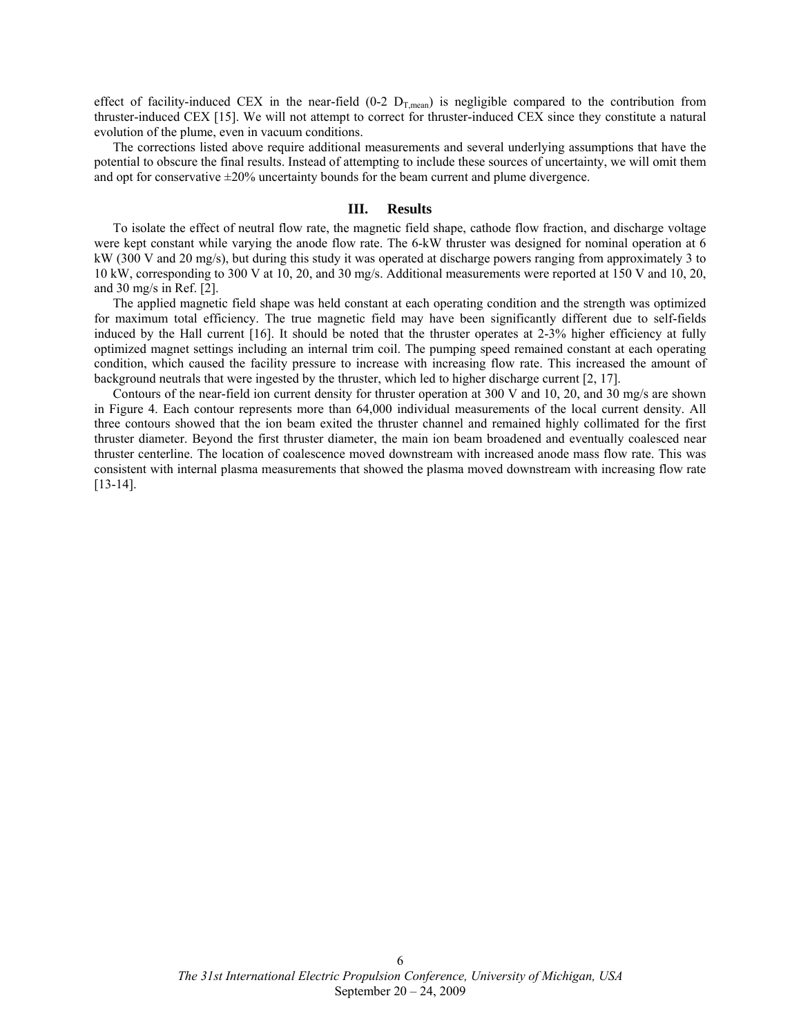effect of facility-induced CEX in the near-field (0-2 $D_{T,mean}$) is negligible compared to the contribution from thruster-induced CEX [15]. We will not attempt to correct for thruster-induced CEX since they constitute a natural evolution of the plume, even in vacuum conditions.

The corrections listed above require additional measurements and several underlying assumptions that have the potential to obscure the final results. Instead of attempting to include these sources of uncertainty, we will omit them and opt for conservative ±20% uncertainty bounds for the beam current and plume divergence.

## III. Results

To isolate the effect of neutral flow rate, the magnetic field shape, cathode flow fraction, and discharge voltage were kept constant while varying the anode flow rate. The 6-kW thruster was designed for nominal operation at 6 kW (300 V and 20 mg/s), but during this study it was operated at discharge powers ranging from approximately 3 to 10 kW, corresponding to 300 V at 10, 20, and 30 mg/s. Additional measurements were reported at 150 V and 10, 20, and 30 mg/s in Ref. [2].

The applied magnetic field shape was held constant at each operating condition and the strength was optimized for maximum total efficiency. The true magnetic field may have been significantly different due to self-fields induced by the Hall current [16]. It should be noted that the thruster operates at 2-3% higher efficiency at fully optimized magnet settings including an internal trim coil. The pumping speed remained constant at each operating condition, which caused the facility pressure to increase with increasing flow rate. This increased the amount of background neutrals that were ingested by the thruster, which led to higher discharge current [2, 17].

Contours of the near-field ion current density for thruster operation at 300 V and 10, 20, and 30 mg/s are shown in Figure 4. Each contour represents more than 64,000 individual measurements of the local current density. All three contours showed that the ion beam exited the thruster channel and remained highly collimated for the first thruster diameter. Beyond the first thruster diameter, the main ion beam broadened and eventually coalesced near thruster centerline. The location of coalescence moved downstream with increased anode mass flow rate. This was consistent with internal plasma measurements that showed the plasma moved downstream with increasing flow rate [13-14].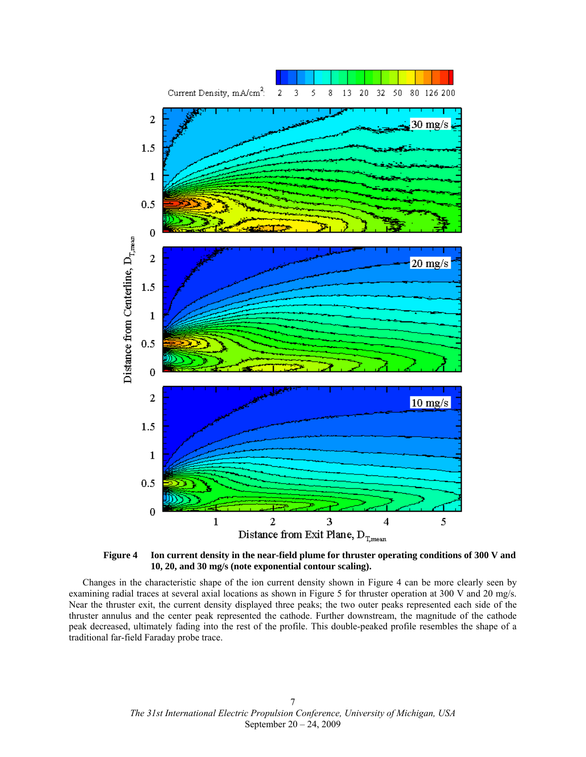**Figure 4 Ion current density in the near-field plume for thruster operating conditions of 300 V and 10, 20, and 30 mg/s (note exponential contour scaling).**

Changes in the characteristic shape of the ion current density shown in Figure 4 can be more clearly seen by examining radial traces at several axial locations as shown in Figure 5 for thruster operation at 300 V and 20 mg/s. Near the thruster exit, the current density displayed three peaks; the two outer peaks represented each side of the thruster annulus and the center peak represented the cathode. Further downstream, the magnitude of the cathode peak decreased, ultimately fading into the rest of the profile. This double-peaked profile resembles the shape of a traditional far-field Faraday probe trace.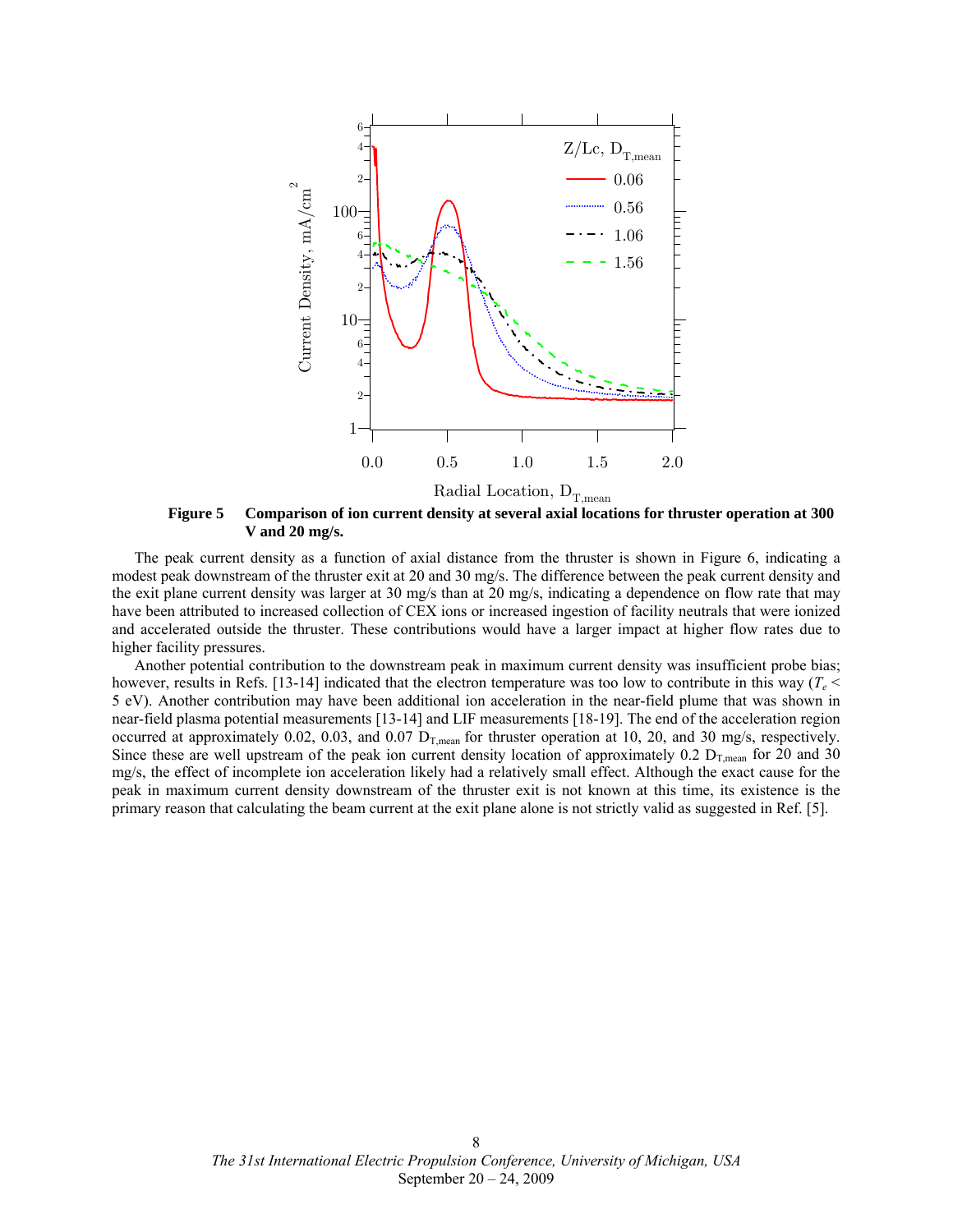**Figure 5 Comparison of ion current density at several axial locations for thruster operation at 300 V and 20 mg/s.**

The peak current density as a function of axial distance from the thruster is shown in Figure 6, indicating a modest peak downstream of the thruster exit at 20 and 30 mg/s. The difference between the peak current density and the exit plane current density was larger at 30 mg/s than at 20 mg/s, indicating a dependence on flow rate that may have been attributed to increased collection of CEX ions or increased ingestion of facility neutrals that were ionized and accelerated outside the thruster. These contributions would have a larger impact at higher flow rates due to higher facility pressures.

Another potential contribution to the downstream peak in maximum current density was insufficient probe bias; however, results in Refs. [13-14] indicated that the electron temperature was too low to contribute in this way ($T_e$ < 5 eV). Another contribution may have been additional ion acceleration in the near-field plume that was shown in near-field plasma potential measurements [13-14] and LIF measurements [18-19]. The end of the acceleration region occurred at approximately 0.02, 0.03, and 0.07 $D_{T,mean}$ for thruster operation at 10, 20, and 30 mg/s, respectively. Since these are well upstream of the peak ion current density location of approximately 0.2 $D_{T,mean}$ for 20 and 30 mg/s, the effect of incomplete ion acceleration likely had a relatively small effect. Although the exact cause for the peak in maximum current density downstream of the thruster exit is not known at this time, its existence is the primary reason that calculating the beam current at the exit plane alone is not strictly valid as suggested in Ref. [5].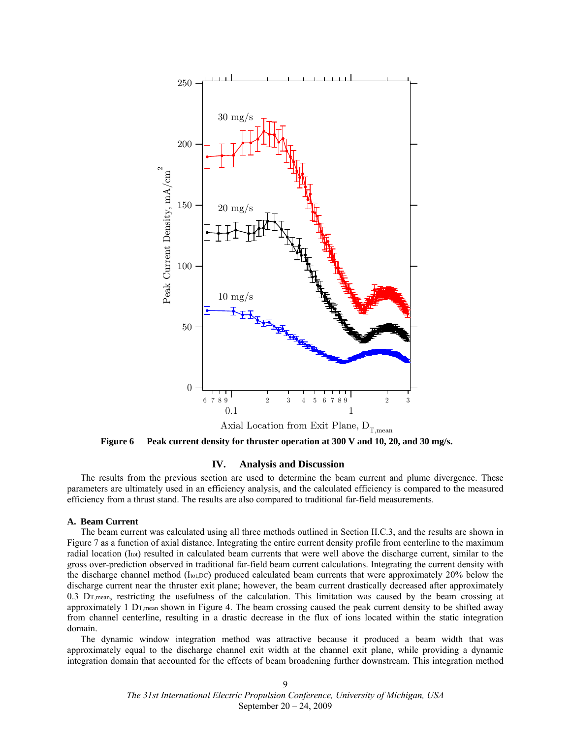**Figure 6 Peak current density for thruster operation at 300 V and 10, 20, and 30 mg/s.**

## IV. Analysis and Discussion

The results from the previous section are used to determine the beam current and plume divergence. These parameters are ultimately used in an efficiency analysis, and the calculated efficiency is compared to the measured efficiency from a thrust stand. The results are also compared to traditional far-field measurements.

### A. Beam Current

The beam current was calculated using all three methods outlined in Section II.C.3, and the results are shown in Figure 7 as a function of axial distance. Integrating the entire current density profile from centerline to the maximum radial location ($I_{tot}$) resulted in calculated beam currents that were well above the discharge current, similar to the gross over-prediction observed in traditional far-field beam current calculations. Integrating the current density with the discharge channel method ($I_{tot,DC}$) produced calculated beam currents that were approximately 20% below the discharge current near the thruster exit plane; however, the beam current drastically decreased after approximately 0.3 $D_{T,mean}$, restricting the usefulness of the calculation. This limitation was caused by the beam crossing at approximately 1 $D_{T,mean}$ shown in Figure 4. The beam crossing caused the peak current density to be shifted away from channel centerline, resulting in a drastic decrease in the flux of ions located within the static integration domain.

The dynamic window integration method was attractive because it produced a beam width that was approximately equal to the discharge channel exit width at the channel exit plane, while providing a dynamic integration domain that accounted for the effects of beam broadening further downstream. This integration method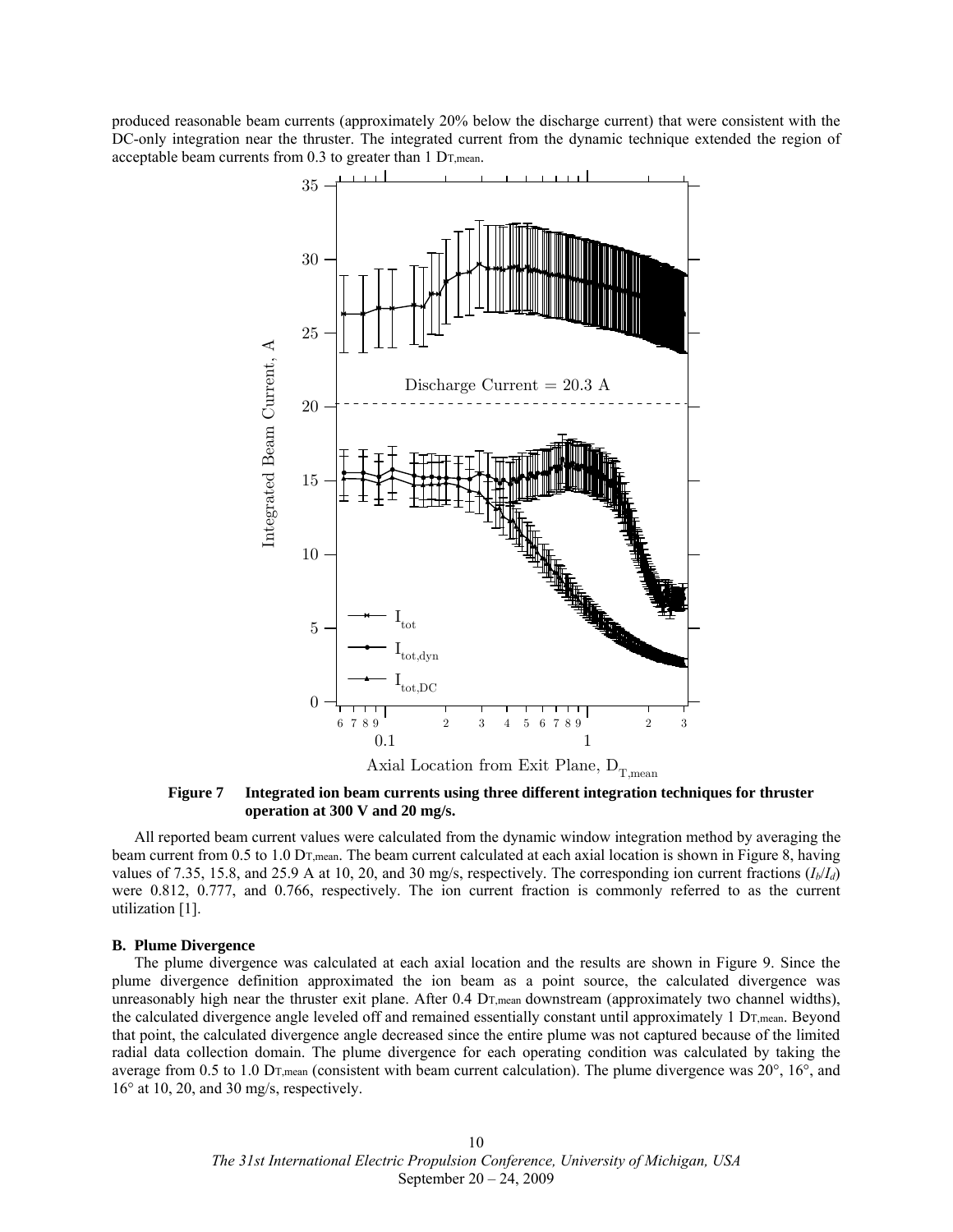produced reasonable beam currents (approximately 20% below the discharge current) that were consistent with the DC-only integration near the thruster. The integrated current from the dynamic technique extended the region of acceptable beam currents from 0.3 to greater than 1 $D_{T,mean}$.

**Figure 7 Integrated ion beam currents using three different integration techniques for thruster operation at 300 V and 20 mg/s.**

All reported beam current values were calculated from the dynamic window integration method by averaging the beam current from 0.5 to 1.0 $D_{T,mean}$. The beam current calculated at each axial location is shown in Figure 8, having values of 7.35, 15.8, and 25.9 A at 10, 20, and 30 mg/s, respectively. The corresponding ion current fractions ($I_b/I_d$) were 0.812, 0.777, and 0.766, respectively. The ion current fraction is commonly referred to as the current utilization [1].

### B. Plume Divergence

The plume divergence was calculated at each axial location and the results are shown in Figure 9. Since the plume divergence definition approximated the ion beam as a point source, the calculated divergence was unreasonably high near the thruster exit plane. After 0.4 $D_{T,mean}$ downstream (approximately two channel widths), the calculated divergence angle leveled off and remained essentially constant until approximately 1 $D_{T,mean}$. Beyond that point, the calculated divergence angle decreased since the entire plume was not captured because of the limited radial data collection domain. The plume divergence for each operating condition was calculated by taking the average from 0.5 to 1.0 $D_{T,mean}$ (consistent with beam current calculation). The plume divergence was 20°, 16°, and 16° at 10, 20, and 30 mg/s, respectively.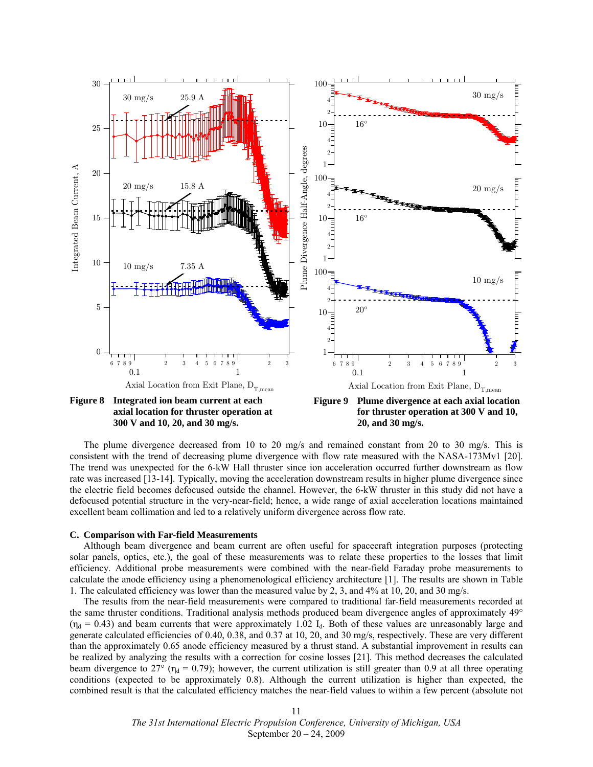**Figure 8 Integrated ion beam current at each axial location for thruster operation at 300 V and 10, 20, and 30 mg/s.**

**Figure 9 Plume divergence at each axial location for thruster operation at 300 V and 10, 20, and 30 mg/s.**

The plume divergence decreased from 10 to 20 mg/s and remained constant from 20 to 30 mg/s. This is consistent with the trend of decreasing plume divergence with flow rate measured with the NASA-173Mv1 [20]. The trend was unexpected for the 6-kW Hall thruster since ion acceleration occurred further downstream as flow rate was increased [13-14]. Typically, moving the acceleration downstream results in higher plume divergence since the electric field becomes defocused outside the channel. However, the 6-kW thruster in this study did not have a defocused potential structure in the very-near-field; hence, a wide range of axial acceleration locations maintained excellent beam collimation and led to a relatively uniform divergence across flow rate.

### C. Comparison with Far-field Measurements

Although beam divergence and beam current are often useful for spacecraft integration purposes (protecting solar panels, optics, etc.), the goal of these measurements was to relate these properties to the losses that limit efficiency. Additional probe measurements were combined with the near-field Faraday probe measurements to calculate the anode efficiency using a phenomenological efficiency architecture [1]. The results are shown in Table 1. The calculated efficiency was lower than the measured value by 2, 3, and 4% at 10, 20, and 30 mg/s.

The results from the near-field measurements were compared to traditional far-field measurements recorded at the same thruster conditions. Traditional analysis methods produced beam divergence angles of approximately 49° ($\eta_d$ = 0.43) and beam currents that were approximately 1.02 $I_d$. Both of these values are unreasonably large and generate calculated efficiencies of 0.40, 0.38, and 0.37 at 10, 20, and 30 mg/s, respectively. These are very different than the approximately 0.65 anode efficiency measured by a thrust stand. A substantial improvement in results can be realized by analyzing the results with a correction for cosine losses [21]. This method decreases the calculated beam divergence to 27° ($\eta_d$ = 0.79); however, the current utilization is still greater than 0.9 at all three operating conditions (expected to be approximately 0.8). Although the current utilization is higher than expected, the combined result is that the calculated efficiency matches the near-field values to within a few percent (absolute not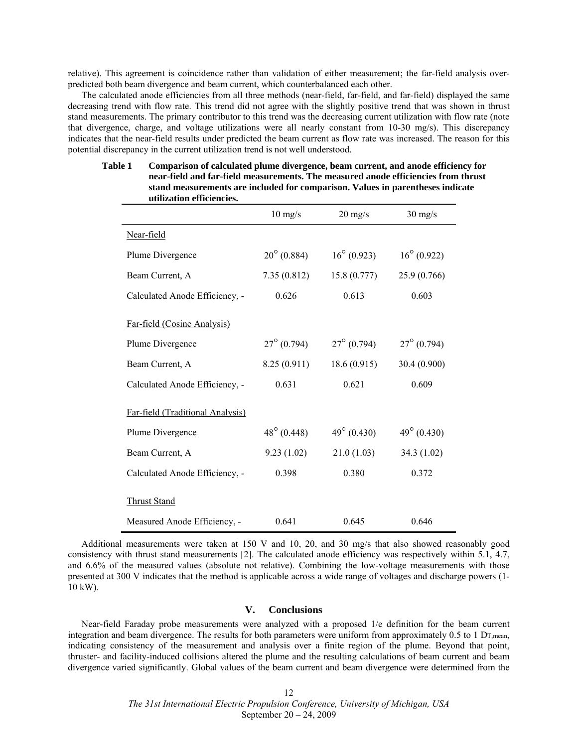relative). This agreement is coincidence rather than validation of either measurement; the far-field analysis over-predicted both beam divergence and beam current, which counterbalanced each other.

The calculated anode efficiencies from all three methods (near-field, far-field, and far-field) displayed the same decreasing trend with flow rate. This trend did not agree with the slightly positive trend that was shown in thrust stand measurements. The primary contributor to this trend was the decreasing current utilization with flow rate (note that divergence, charge, and voltage utilizations were all nearly constant from 10-30 mg/s). This discrepancy indicates that the near-field results under predicted the beam current as flow rate was increased. The reason for this potential discrepancy in the current utilization trend is not well understood.

**Table 1 Comparison of calculated plume divergence, beam current, and anode efficiency for near-field and far-field measurements. The measured anode efficiencies from thrust stand measurements are included for comparison. Values in parentheses indicate utilization efficiencies.**

| | 10 mg/s | 20 mg/s | 30 mg/s |
|---|---|---|---|
| Near-field | | | |
| Plume Divergence | $20^\circ$ (0.884) | $16^\circ$ (0.923) | $16^\circ$ (0.922) |
| Beam Current, A | 7.35 (0.812) | 15.8 (0.777) | 25.9 (0.766) |
| Calculated Anode Efficiency, - | 0.626 | 0.613 | 0.603 |
| Far-field (Cosine Analysis) | | | |
| Plume Divergence | $27^\circ$ (0.794) | $27^\circ$ (0.794) | $27^\circ$ (0.794) |
| Beam Current, A | 8.25 (0.911) | 18.6 (0.915) | 30.4 (0.900) |
| Calculated Anode Efficiency, - | 0.631 | 0.621 | 0.609 |
| Far-field (Traditional Analysis) | | | |
| Plume Divergence | $48^\circ$ (0.448) | $49^\circ$ (0.430) | $49^\circ$ (0.430) |
| Beam Current, A | 9.23 (1.02) | 21.0 (1.03) | 34.3 (1.02) |
| Calculated Anode Efficiency, - | 0.398 | 0.380 | 0.372 |
| Thrust Stand | | | |
| Measured Anode Efficiency, - | 0.641 | 0.645 | 0.646 |

Additional measurements were taken at 150 V and 10, 20, and 30 mg/s that also showed reasonably good consistency with thrust stand measurements [2]. The calculated anode efficiency was respectively within 5.1, 4.7, and 6.6% of the measured values (absolute not relative). Combining the low-voltage measurements with those presented at 300 V indicates that the method is applicable across a wide range of voltages and discharge powers (1-10 kW).

## V. Conclusions

Near-field Faraday probe measurements were analyzed with a proposed 1/e definition for the beam current integration and beam divergence. The results for both parameters were uniform from approximately 0.5 to 1 $D_{T,mean}$, indicating consistency of the measurement and analysis over a finite region of the plume. Beyond that point, thruster- and facility-induced collisions altered the plume and the resulting calculations of beam current and beam divergence varied significantly. Global values of the beam current and beam divergence were determined from the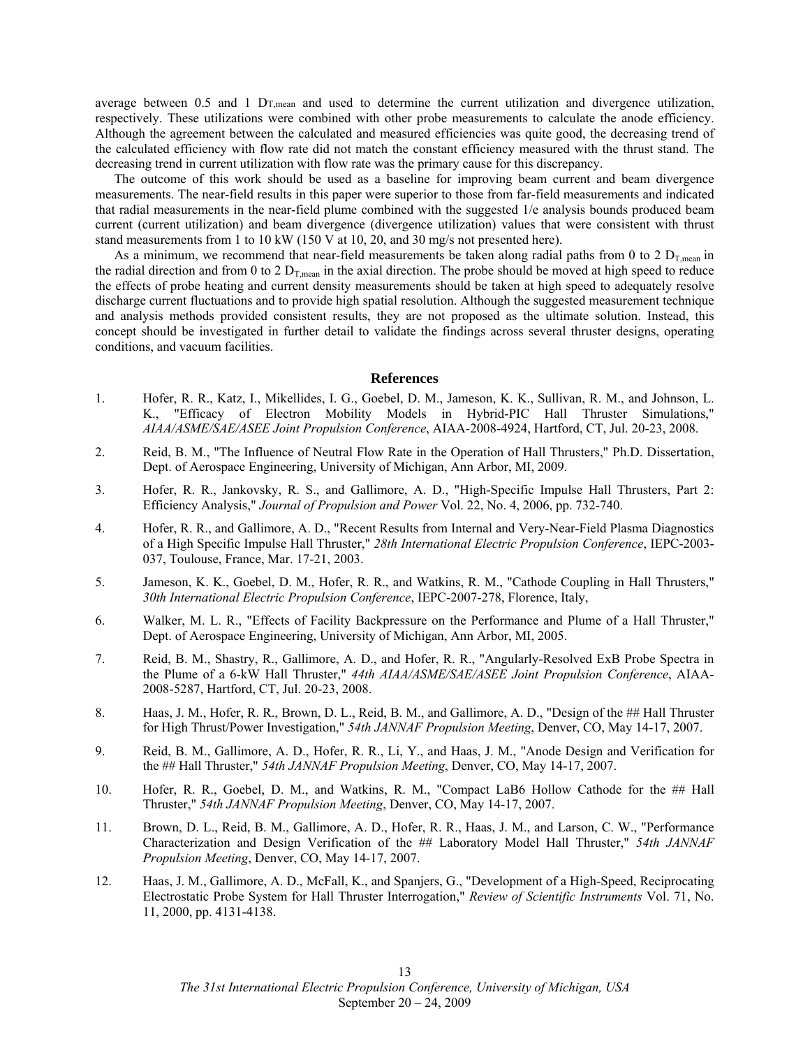average between 0.5 and 1 $D_{T,mean}$ and used to determine the current utilization and divergence utilization, respectively. These utilizations were combined with other probe measurements to calculate the anode efficiency. Although the agreement between the calculated and measured efficiencies was quite good, the decreasing trend of the calculated efficiency with flow rate did not match the constant efficiency measured with the thrust stand. The decreasing trend in current utilization with flow rate was the primary cause for this discrepancy.

The outcome of this work should be used as a baseline for improving beam current and beam divergence measurements. The near-field results in this paper were superior to those from far-field measurements and indicated that radial measurements in the near-field plume combined with the suggested 1/e analysis bounds produced beam current (current utilization) and beam divergence (divergence utilization) values that were consistent with thrust stand measurements from 1 to 10 kW (150 V at 10, 20, and 30 mg/s not presented here).

As a minimum, we recommend that near-field measurements be taken along radial paths from 0 to 2 $D_{T,mean}$ in the radial direction and from 0 to 2 $D_{T,mean}$ in the axial direction. The probe should be moved at high speed to reduce the effects of probe heating and current density measurements should be taken at high speed to adequately resolve discharge current fluctuations and to provide high spatial resolution. Although the suggested measurement technique and analysis methods provided consistent results, they are not proposed as the ultimate solution. Instead, this concept should be investigated in further detail to validate the findings across several thruster designs, operating conditions, and vacuum facilities.

## References

1. Hofer, R. R., Katz, I., Mikellides, I. G., Goebel, D. M., Jameson, K. K., Sullivan, R. M., and Johnson, L. K., "Efficacy of Electron Mobility Models in Hybrid-PIC Hall Thruster Simulations," *AIAA/ASME/SAE/ASEE Joint Propulsion Conference*, AIAA-2008-4924, Hartford, CT, Jul. 20-23, 2008.

2. Reid, B. M., "The Influence of Neutral Flow Rate in the Operation of Hall Thrusters," Ph.D. Dissertation, Dept. of Aerospace Engineering, University of Michigan, Ann Arbor, MI, 2009.

3. Hofer, R. R., Jankovsky, R. S., and Gallimore, A. D., "High-Specific Impulse Hall Thrusters, Part 2: Efficiency Analysis," *Journal of Propulsion and Power* Vol. 22, No. 4, 2006, pp. 732-740.

4. Hofer, R. R., and Gallimore, A. D., "Recent Results from Internal and Very-Near-Field Plasma Diagnostics of a High Specific Impulse Hall Thruster," *28th International Electric Propulsion Conference*, IEPC-2003-037, Toulouse, France, Mar. 17-21, 2003.

5. Jameson, K. K., Goebel, D. M., Hofer, R. R., and Watkins, R. M., "Cathode Coupling in Hall Thrusters," *30th International Electric Propulsion Conference*, IEPC-2007-278, Florence, Italy,

6. Walker, M. L. R., "Effects of Facility Backpressure on the Performance and Plume of a Hall Thruster," Dept. of Aerospace Engineering, University of Michigan, Ann Arbor, MI, 2005.

7. Reid, B. M., Shastry, R., Gallimore, A. D., and Hofer, R. R., "Angularly-Resolved ExB Probe Spectra in the Plume of a 6-kW Hall Thruster," *44th AIAA/ASME/SAE/ASEE Joint Propulsion Conference*, AIAA-2008-5287, Hartford, CT, Jul. 20-23, 2008.

8. Haas, J. M., Hofer, R. R., Brown, D. L., Reid, B. M., and Gallimore, A. D., "Design of the ## Hall Thruster for High Thrust/Power Investigation," *54th JANNAF Propulsion Meeting*, Denver, CO, May 14-17, 2007.

9. Reid, B. M., Gallimore, A. D., Hofer, R. R., Li, Y., and Haas, J. M., "Anode Design and Verification for the ## Hall Thruster," *54th JANNAF Propulsion Meeting*, Denver, CO, May 14-17, 2007.

10. Hofer, R. R., Goebel, D. M., and Watkins, R. M., "Compact LaB6 Hollow Cathode for the ## Hall Thruster," *54th JANNAF Propulsion Meeting*, Denver, CO, May 14-17, 2007.

11. Brown, D. L., Reid, B. M., Gallimore, A. D., Hofer, R. R., Haas, J. M., and Larson, C. W., "Performance Characterization and Design Verification of the ## Laboratory Model Hall Thruster," *54th JANNAF Propulsion Meeting*, Denver, CO, May 14-17, 2007.

12. Haas, J. M., Gallimore, A. D., McFall, K., and Spanjers, G., "Development of a High-Speed, Reciprocating Electrostatic Probe System for Hall Thruster Interrogation," *Review of Scientific Instruments* Vol. 71, No. 11, 2000, pp. 4131-4138.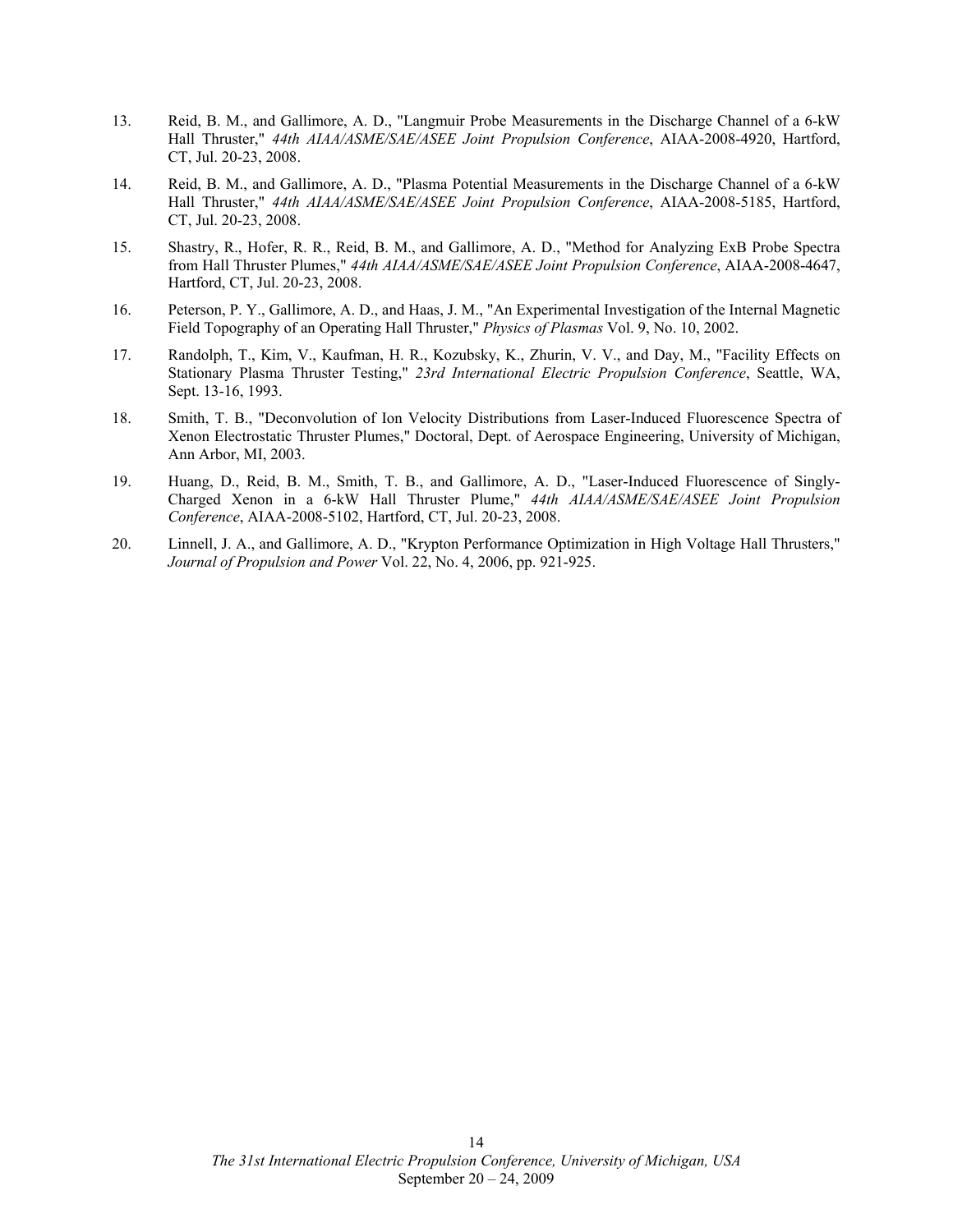13. Reid, B. M., and Gallimore, A. D., "Langmuir Probe Measurements in the Discharge Channel of a 6-kW Hall Thruster," *44th AIAA/ASME/SAE/ASEE Joint Propulsion Conference*, AIAA-2008-4920, Hartford, CT, Jul. 20-23, 2008.

14. Reid, B. M., and Gallimore, A. D., "Plasma Potential Measurements in the Discharge Channel of a 6-kW Hall Thruster," *44th AIAA/ASME/SAE/ASEE Joint Propulsion Conference*, AIAA-2008-5185, Hartford, CT, Jul. 20-23, 2008.

15. Shastry, R., Hofer, R. R., Reid, B. M., and Gallimore, A. D., "Method for Analyzing ExB Probe Spectra from Hall Thruster Plumes," *44th AIAA/ASME/SAE/ASEE Joint Propulsion Conference*, AIAA-2008-4647, Hartford, CT, Jul. 20-23, 2008.

16. Peterson, P. Y., Gallimore, A. D., and Haas, J. M., "An Experimental Investigation of the Internal Magnetic Field Topography of an Operating Hall Thruster," *Physics of Plasmas* Vol. 9, No. 10, 2002.

17. Randolph, T., Kim, V., Kaufman, H. R., Kozubsky, K., Zhurin, V. V., and Day, M., "Facility Effects on Stationary Plasma Thruster Testing," *23rd International Electric Propulsion Conference*, Seattle, WA, Sept. 13-16, 1993.

18. Smith, T. B., "Deconvolution of Ion Velocity Distributions from Laser-Induced Fluorescence Spectra of Xenon Electrostatic Thruster Plumes," Doctoral, Dept. of Aerospace Engineering, University of Michigan, Ann Arbor, MI, 2003.

19. Huang, D., Reid, B. M., Smith, T. B., and Gallimore, A. D., "Laser-Induced Fluorescence of Singly-Charged Xenon in a 6-kW Hall Thruster Plume," *44th AIAA/ASME/SAE/ASEE Joint Propulsion Conference*, AIAA-2008-5102, Hartford, CT, Jul. 20-23, 2008.

20. Linnell, J. A., and Gallimore, A. D., "Krypton Performance Optimization in High Voltage Hall Thrusters," *Journal of Propulsion and Power* Vol. 22, No. 4, 2006, pp. 921-925.